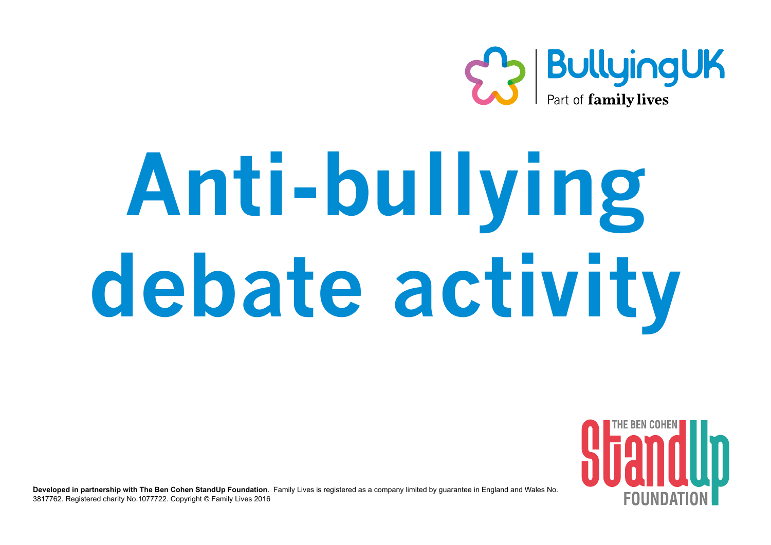BullyingUK

Part of family lives

# Anti-bullying debate activity

THE BEN COHEN StandUp FOUNDATION

**Developed in partnership with The Ben Cohen StandUp Foundation**. Family Lives is registered as a company limited by guarantee in England and Wales No. 3817762. Registered charity No.1077722. Copyright © Family Lives 2016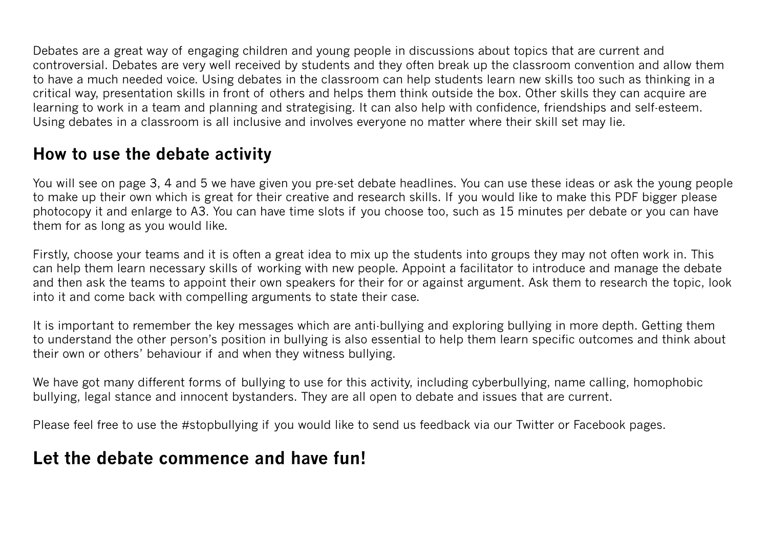Debates are a great way of engaging children and young people in discussions about topics that are current and controversial. Debates are very well received by students and they often break up the classroom convention and allow them to have a much needed voice. Using debates in the classroom can help students learn new skills too such as thinking in a critical way, presentation skills in front of others and helps them think outside the box. Other skills they can acquire are learning to work in a team and planning and strategising. It can also help with confidence, friendships and self-esteem. Using debates in a classroom is all inclusive and involves everyone no matter where their skill set may lie.

## How to use the debate activity

You will see on page 3, 4 and 5 we have given you pre-set debate headlines. You can use these ideas or ask the young people to make up their own which is great for their creative and research skills. If you would like to make this PDF bigger please photocopy it and enlarge to A3. You can have time slots if you choose too, such as 15 minutes per debate or you can have them for as long as you would like.

Firstly, choose your teams and it is often a great idea to mix up the students into groups they may not often work in. This can help them learn necessary skills of working with new people. Appoint a facilitator to introduce and manage the debate and then ask the teams to appoint their own speakers for their for or against argument. Ask them to research the topic, look into it and come back with compelling arguments to state their case.

It is important to remember the key messages which are anti-bullying and exploring bullying in more depth. Getting them to understand the other person's position in bullying is also essential to help them learn specific outcomes and think about their own or others' behaviour if and when they witness bullying.

We have got many different forms of bullying to use for this activity, including cyberbullying, name calling, homophobic bullying, legal stance and innocent bystanders. They are all open to debate and issues that are current.

Please feel free to use the #stopbullying if you would like to send us feedback via our Twitter or Facebook pages.

## Let the debate commence and have fun!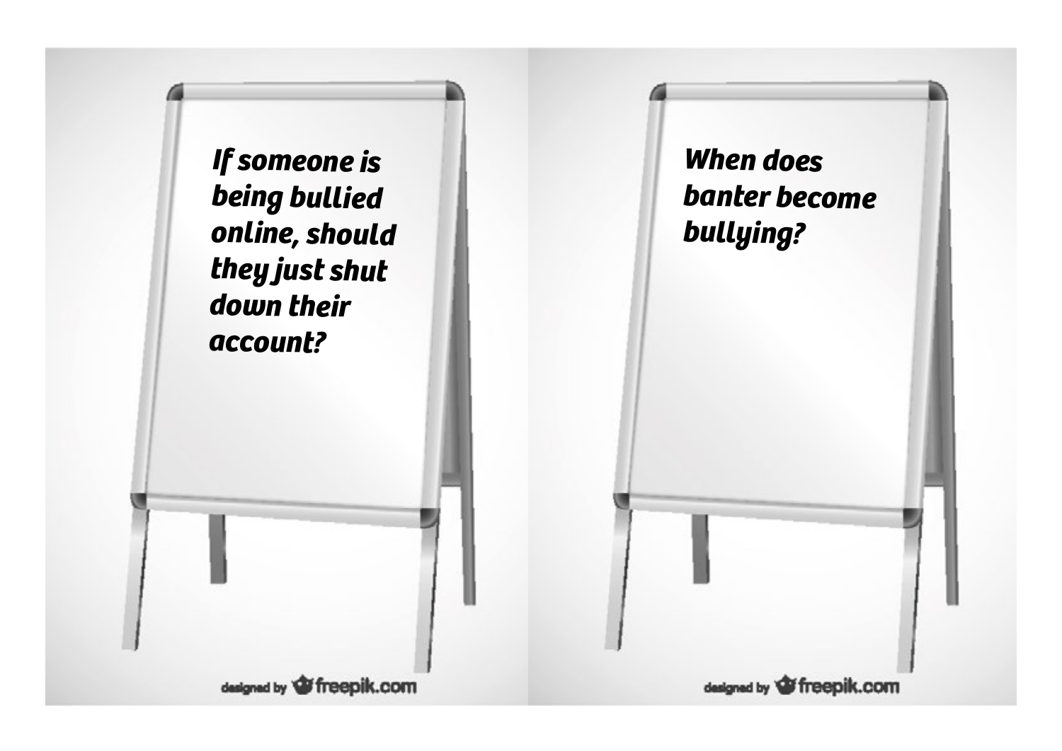*If someone is being bullied online, should they just shut down their account?*

designed by freepik.com

*When does banter become bullying?*

designed by freepik.com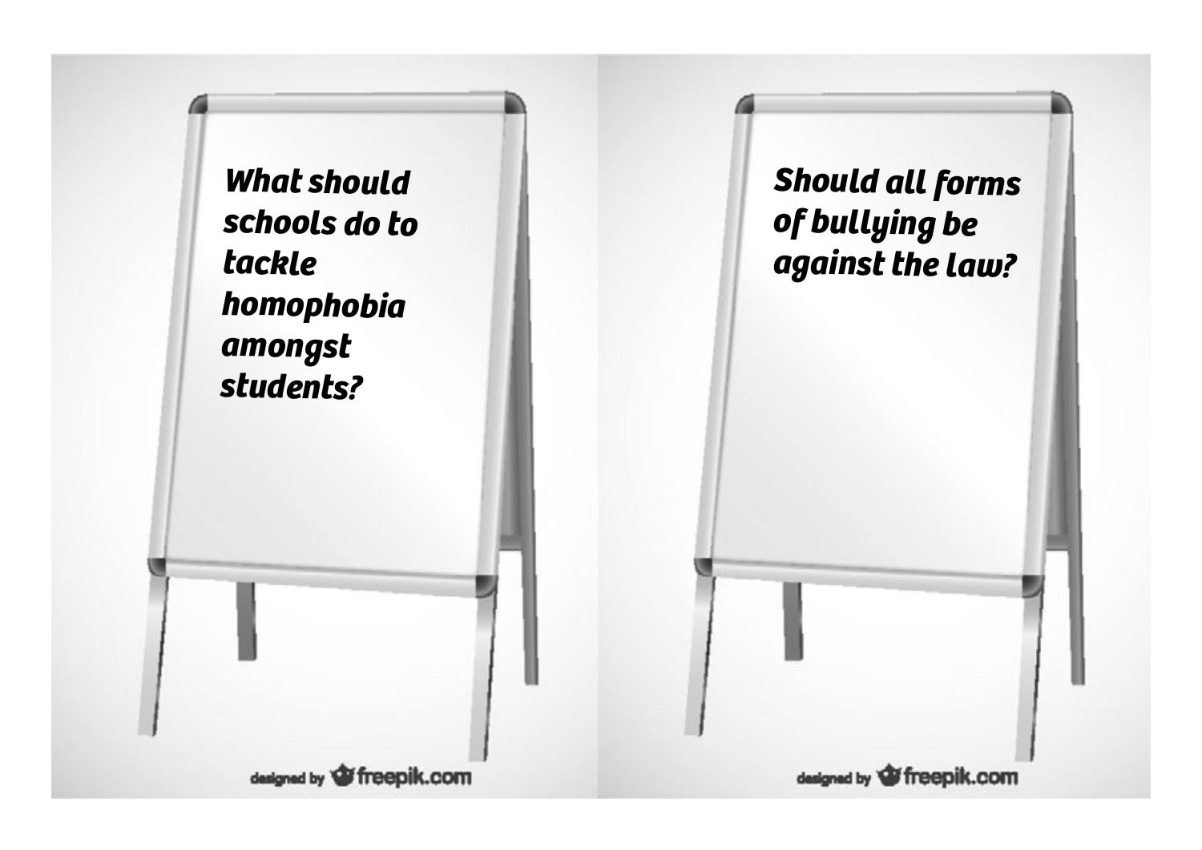What should schools do to tackle homophobia amongst students?

Should all forms of bullying be against the law?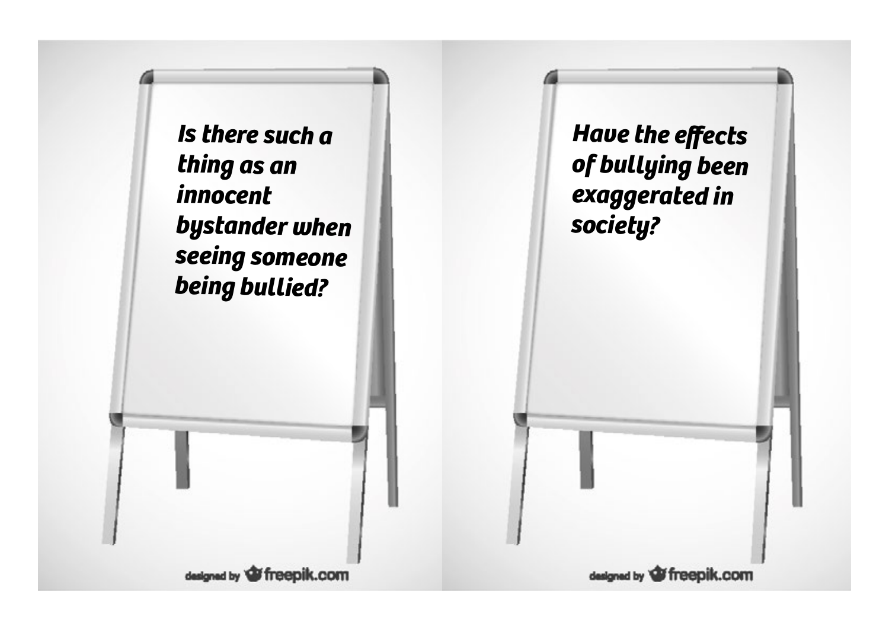*Is there such a thing as an innocent bystander when seeing someone being bullied?*

*Have the effects of bullying been exaggerated in society?*